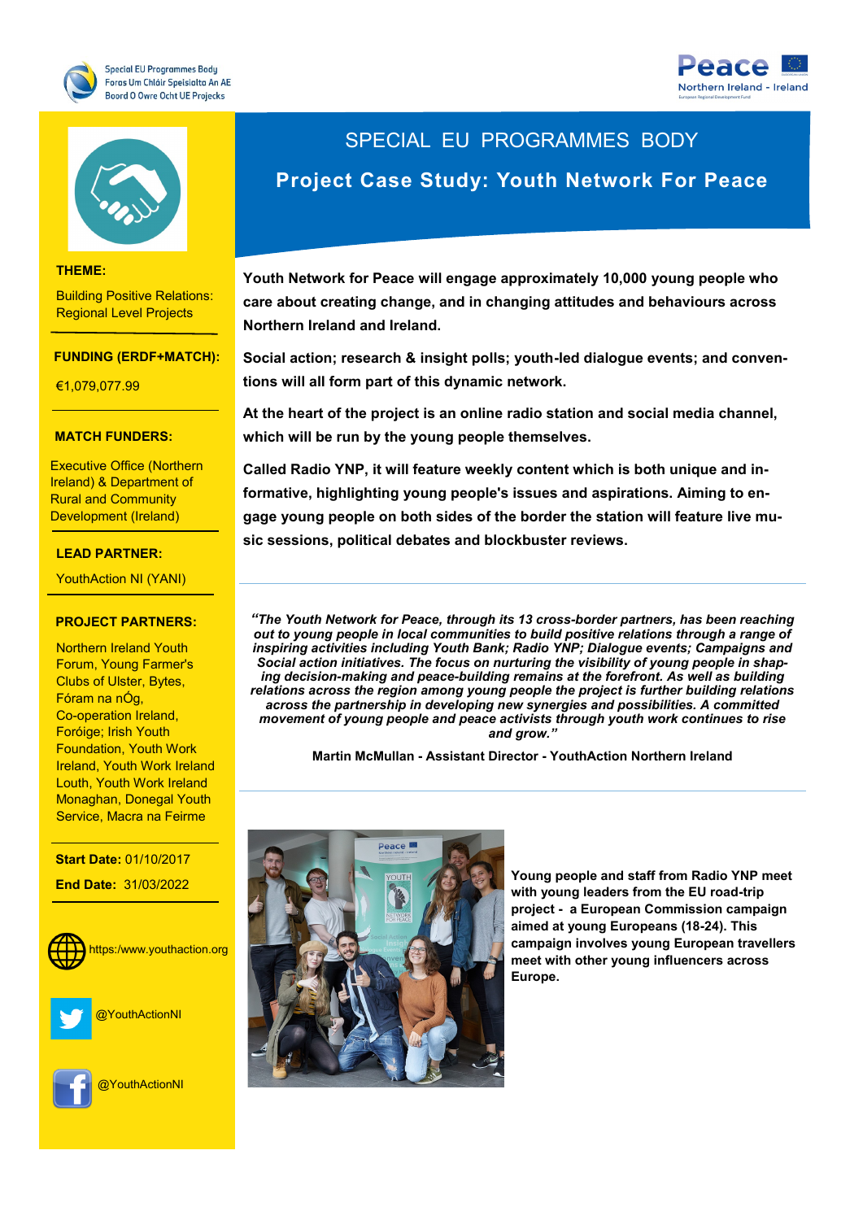Special EU Programmes Body
Foras Um Chláir Speisialta An AE
Boord O Owre Ocht UE Projecks

Peace
Northern Ireland - Ireland

# SPECIAL EU PROGRAMMES BODY

## Project Case Study: Youth Network For Peace

**THEME:**

Building Positive Relations: Regional Level Projects

**FUNDING (ERDF+MATCH):**

€1,079,077.99

**MATCH FUNDERS:**

Executive Office (Northern Ireland) & Department of Rural and Community Development (Ireland)

**LEAD PARTNER:**

YouthAction NI (YANI)

**PROJECT PARTNERS:**

Northern Ireland Youth Forum, Young Farmer's Clubs of Ulster, Bytes, Fóram na nÓg, Co-operation Ireland, Foróige; Irish Youth Foundation, Youth Work Ireland, Youth Work Ireland Louth, Youth Work Ireland Monaghan, Donegal Youth Service, Macra na Feirme

**Start Date:** 01/10/2017

**End Date:** 31/03/2022

https:/www.youthaction.org

@YouthActionNI

@YouthActionNI

**Youth Network for Peace will engage approximately 10,000 young people who care about creating change, and in changing attitudes and behaviours across Northern Ireland and Ireland.**

**Social action; research & insight polls; youth-led dialogue events; and conventions will all form part of this dynamic network.**

**At the heart of the project is an online radio station and social media channel, which will be run by the young people themselves.**

**Called Radio YNP, it will feature weekly content which is both unique and informative, highlighting young people's issues and aspirations. Aiming to engage young people on both sides of the border the station will feature live music sessions, political debates and blockbuster reviews.**

***"The Youth Network for Peace, through its 13 cross-border partners, has been reaching out to young people in local communities to build positive relations through a range of inspiring activities including Youth Bank; Radio YNP; Dialogue events; Campaigns and Social action initiatives. The focus on nurturing the visibility of young people in shaping decision-making and peace-building remains at the forefront. As well as building relations across the region among young people the project is further building relations across the partnership in developing new synergies and possibilities. A committed movement of young people and peace activists through youth work continues to rise and grow."***

**Martin McMullan - Assistant Director - YouthAction Northern Ireland**

**Young people and staff from Radio YNP meet with young leaders from the EU road-trip project - a European Commission campaign aimed at young Europeans (18-24). This campaign involves young European travellers meet with other young influencers across Europe.**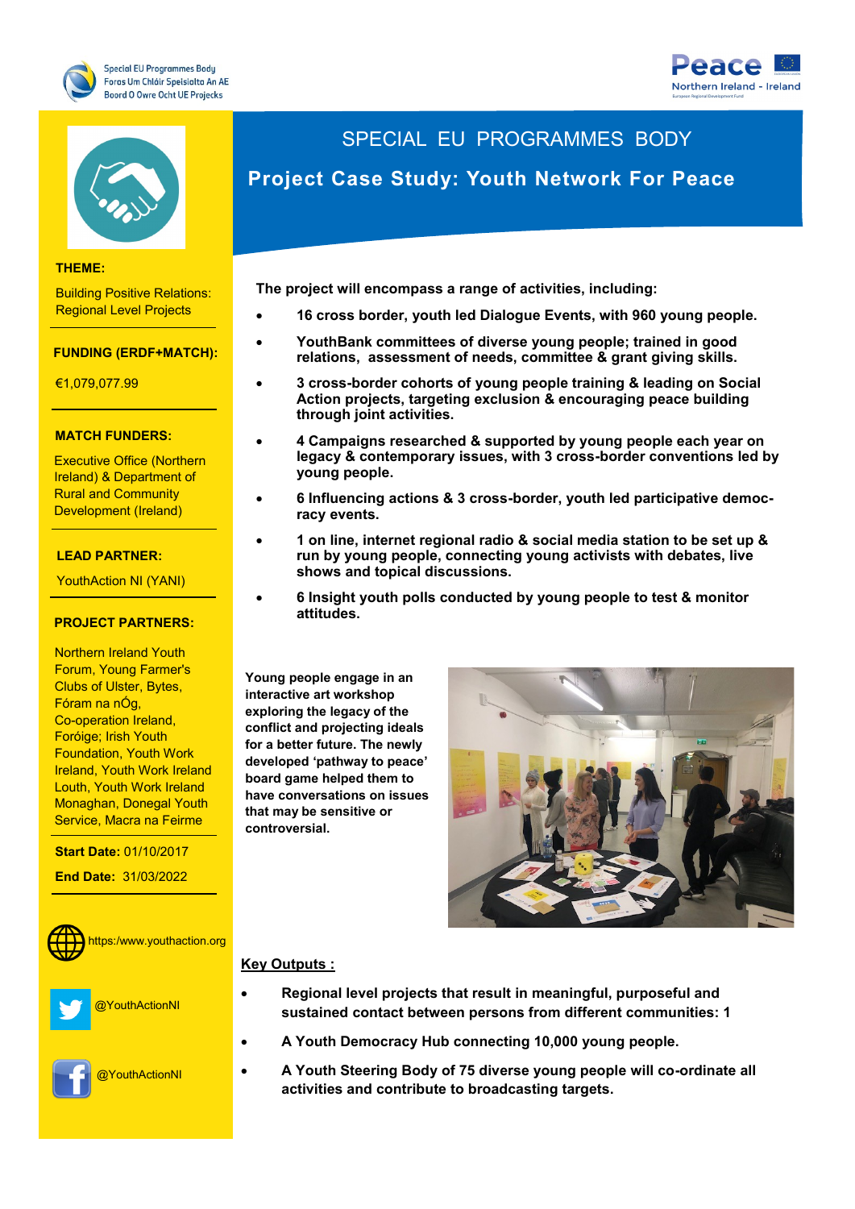Special EU Programmes Body
Foras Um Chláir Speisialta An AE
Boord O Owre Ocht UE Projecks

Peace
Northern Ireland - Ireland
European Regional Development Fund

# SPECIAL EU PROGRAMMES BODY

## Project Case Study: Youth Network For Peace

**THEME:**

Building Positive Relations: Regional Level Projects

**FUNDING (ERDF+MATCH):**

€1,079,077.99

**MATCH FUNDERS:**

Executive Office (Northern Ireland) & Department of Rural and Community Development (Ireland)

**LEAD PARTNER:**

YouthAction NI (YANI)

**PROJECT PARTNERS:**

Northern Ireland Youth Forum, Young Farmer's Clubs of Ulster, Bytes, Fóram na nÓg, Co-operation Ireland, Foróige; Irish Youth Foundation, Youth Work Ireland, Youth Work Ireland Louth, Youth Work Ireland Monaghan, Donegal Youth Service, Macra na Feirme

**Start Date:** 01/10/2017

**End Date:** 31/03/2022

https:/www.youthaction.org

@YouthActionNI

@YouthActionNI

**The project will encompass a range of activities, including:**

- **16 cross border, youth led Dialogue Events, with 960 young people.**
- **YouthBank committees of diverse young people; trained in good relations, assessment of needs, committee & grant giving skills.**
- **3 cross-border cohorts of young people training & leading on Social Action projects, targeting exclusion & encouraging peace building through joint activities.**
- **4 Campaigns researched & supported by young people each year on legacy & contemporary issues, with 3 cross-border conventions led by young people.**
- **6 Influencing actions & 3 cross-border, youth led participative democracy events.**
- **1 on line, internet regional radio & social media station to be set up & run by young people, connecting young activists with debates, live shows and topical discussions.**
- **6 Insight youth polls conducted by young people to test & monitor attitudes.**

**Young people engage in an interactive art workshop exploring the legacy of the conflict and projecting ideals for a better future. The newly developed 'pathway to peace' board game helped them to have conversations on issues that may be sensitive or controversial.**

**Key Outputs :**

- **Regional level projects that result in meaningful, purposeful and sustained contact between persons from different communities: 1**
- **A Youth Democracy Hub connecting 10,000 young people.**
- **A Youth Steering Body of 75 diverse young people will co-ordinate all activities and contribute to broadcasting targets.**